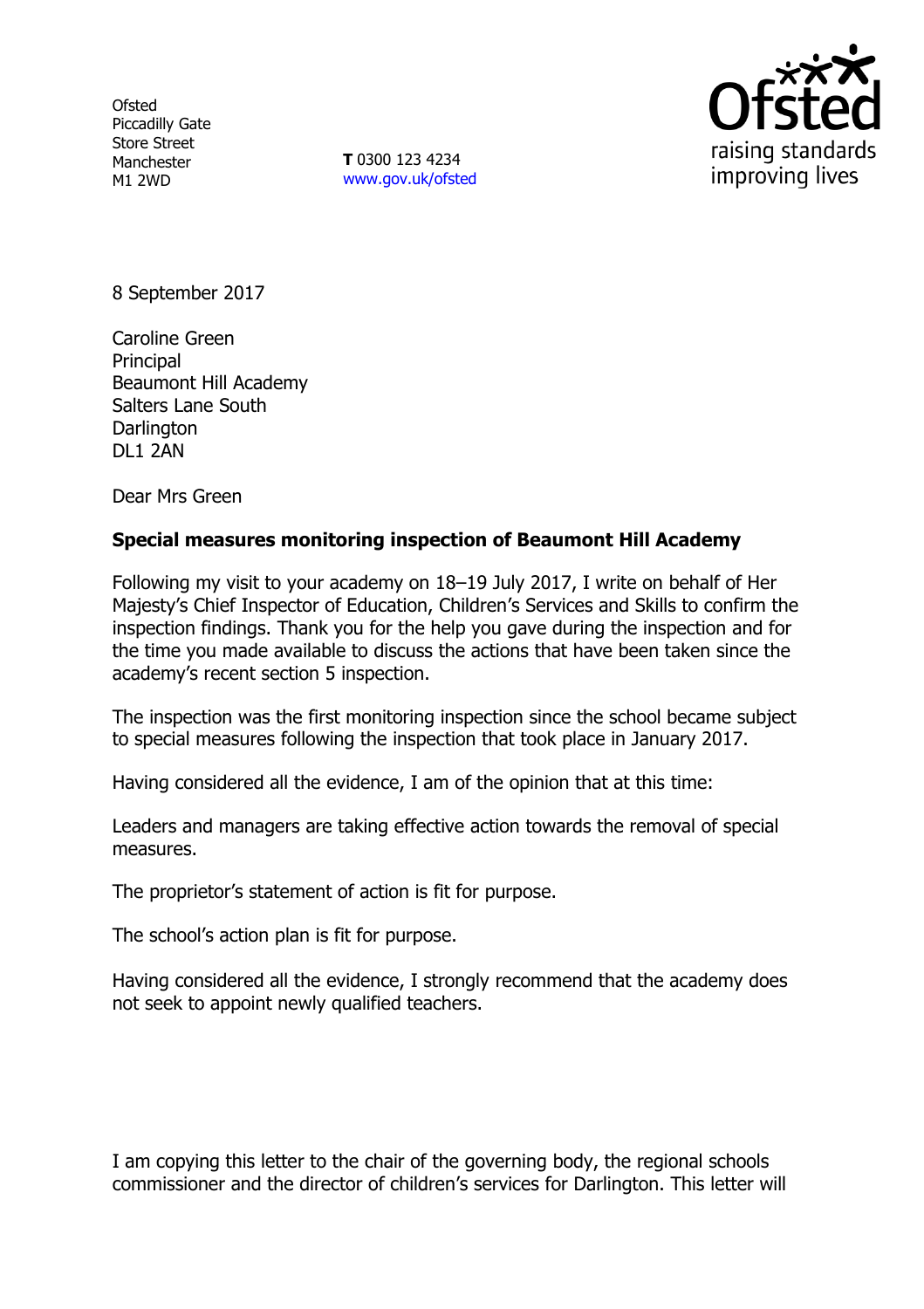Ofsted
Piccadilly Gate
Store Street
Manchester
M1 2WD

**T** 0300 123 4234
www.gov.uk/ofsted

8 September 2017

Caroline Green
Principal
Beaumont Hill Academy
Salters Lane South
Darlington
DL1 2AN

Dear Mrs Green

**Special measures monitoring inspection of Beaumont Hill Academy**

Following my visit to your academy on 18–19 July 2017, I write on behalf of Her Majesty's Chief Inspector of Education, Children's Services and Skills to confirm the inspection findings. Thank you for the help you gave during the inspection and for the time you made available to discuss the actions that have been taken since the academy's recent section 5 inspection.

The inspection was the first monitoring inspection since the school became subject to special measures following the inspection that took place in January 2017.

Having considered all the evidence, I am of the opinion that at this time:

Leaders and managers are taking effective action towards the removal of special measures.

The proprietor's statement of action is fit for purpose.

The school's action plan is fit for purpose.

Having considered all the evidence, I strongly recommend that the academy does not seek to appoint newly qualified teachers.

I am copying this letter to the chair of the governing body, the regional schools commissioner and the director of children's services for Darlington. This letter will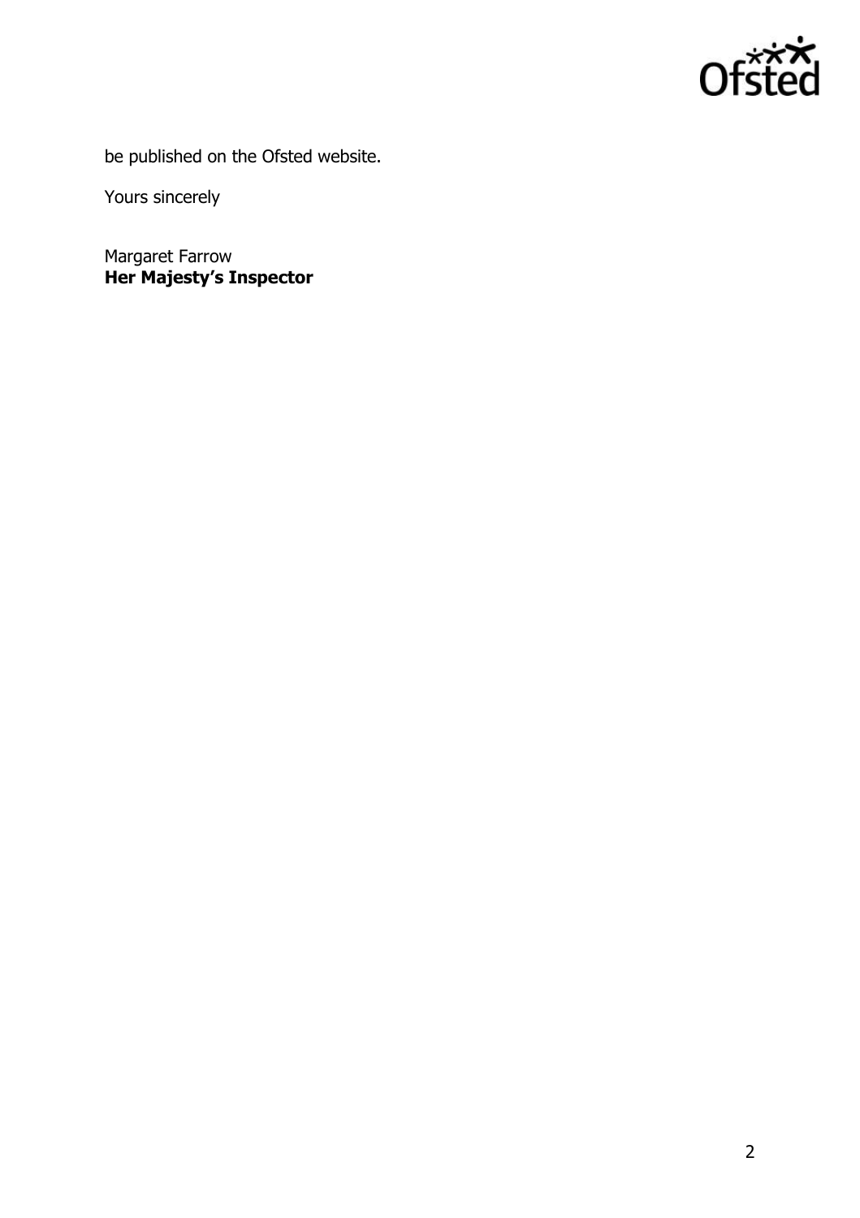be published on the Ofsted website.

Yours sincerely

Margaret Farrow
**Her Majesty's Inspector**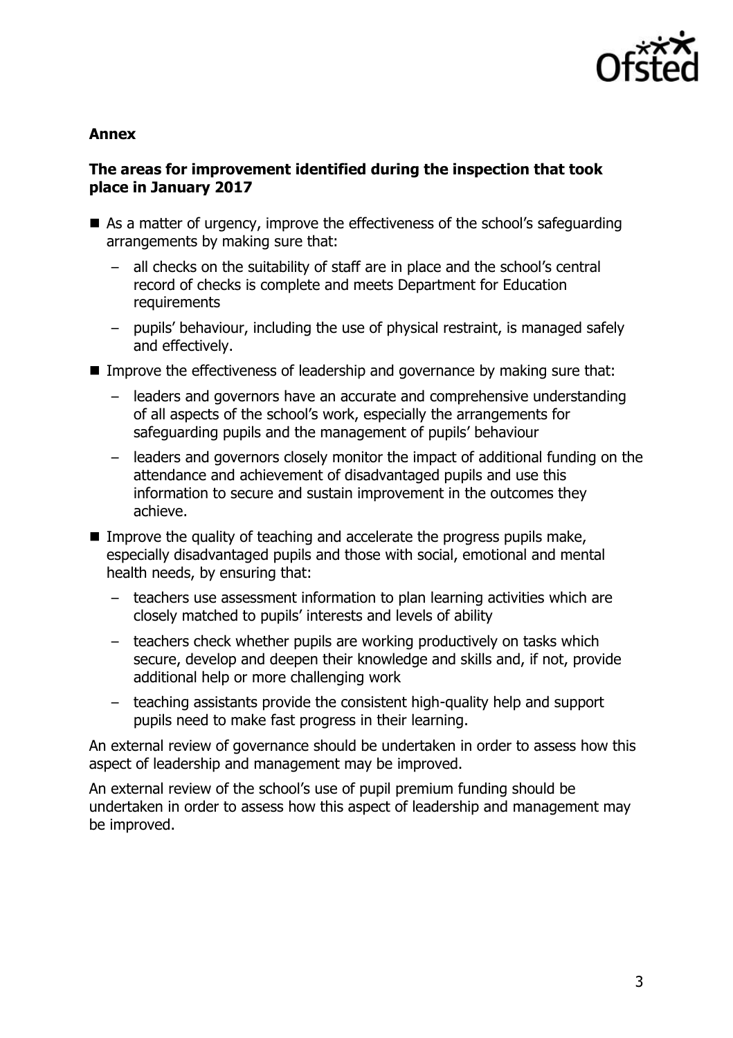**Annex**

**The areas for improvement identified during the inspection that took place in January 2017**

- As a matter of urgency, improve the effectiveness of the school's safeguarding arrangements by making sure that:
  - all checks on the suitability of staff are in place and the school's central record of checks is complete and meets Department for Education requirements
  - pupils' behaviour, including the use of physical restraint, is managed safely and effectively.
- Improve the effectiveness of leadership and governance by making sure that:
  - leaders and governors have an accurate and comprehensive understanding of all aspects of the school's work, especially the arrangements for safeguarding pupils and the management of pupils' behaviour
  - leaders and governors closely monitor the impact of additional funding on the attendance and achievement of disadvantaged pupils and use this information to secure and sustain improvement in the outcomes they achieve.
- Improve the quality of teaching and accelerate the progress pupils make, especially disadvantaged pupils and those with social, emotional and mental health needs, by ensuring that:
  - teachers use assessment information to plan learning activities which are closely matched to pupils' interests and levels of ability
  - teachers check whether pupils are working productively on tasks which secure, develop and deepen their knowledge and skills and, if not, provide additional help or more challenging work
  - teaching assistants provide the consistent high-quality help and support pupils need to make fast progress in their learning.

An external review of governance should be undertaken in order to assess how this aspect of leadership and management may be improved.

An external review of the school's use of pupil premium funding should be undertaken in order to assess how this aspect of leadership and management may be improved.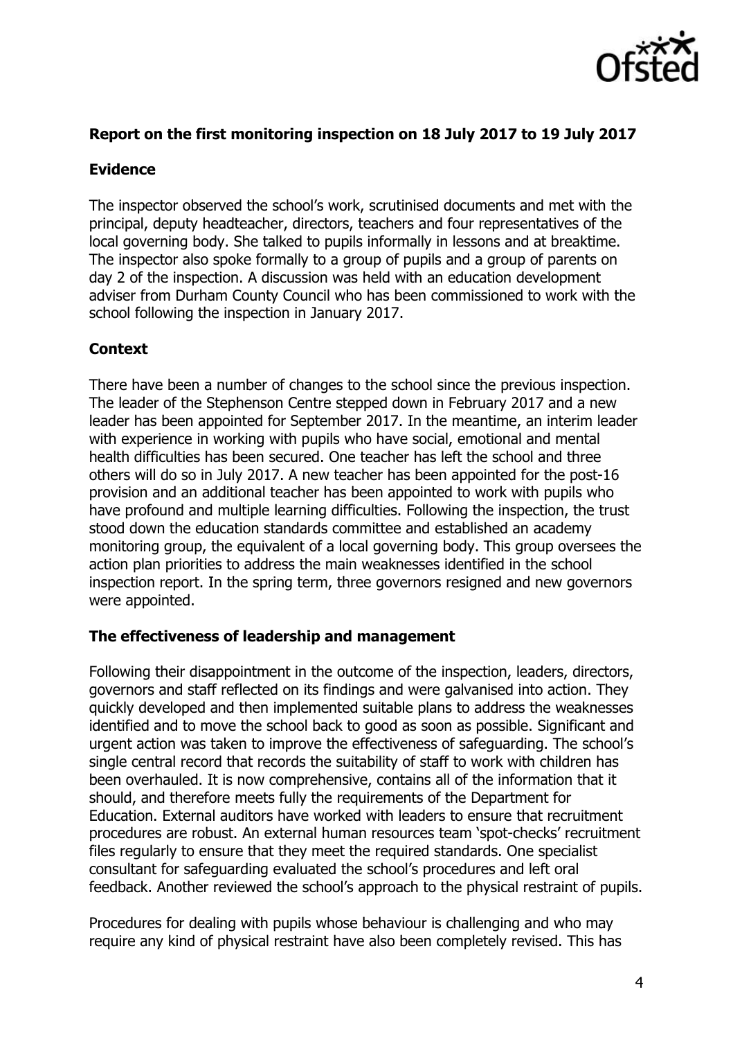**Report on the first monitoring inspection on 18 July 2017 to 19 July 2017**

**Evidence**

The inspector observed the school's work, scrutinised documents and met with the principal, deputy headteacher, directors, teachers and four representatives of the local governing body. She talked to pupils informally in lessons and at breaktime. The inspector also spoke formally to a group of pupils and a group of parents on day 2 of the inspection. A discussion was held with an education development adviser from Durham County Council who has been commissioned to work with the school following the inspection in January 2017.

**Context**

There have been a number of changes to the school since the previous inspection. The leader of the Stephenson Centre stepped down in February 2017 and a new leader has been appointed for September 2017. In the meantime, an interim leader with experience in working with pupils who have social, emotional and mental health difficulties has been secured. One teacher has left the school and three others will do so in July 2017. A new teacher has been appointed for the post-16 provision and an additional teacher has been appointed to work with pupils who have profound and multiple learning difficulties. Following the inspection, the trust stood down the education standards committee and established an academy monitoring group, the equivalent of a local governing body. This group oversees the action plan priorities to address the main weaknesses identified in the school inspection report. In the spring term, three governors resigned and new governors were appointed.

**The effectiveness of leadership and management**

Following their disappointment in the outcome of the inspection, leaders, directors, governors and staff reflected on its findings and were galvanised into action. They quickly developed and then implemented suitable plans to address the weaknesses identified and to move the school back to good as soon as possible. Significant and urgent action was taken to improve the effectiveness of safeguarding. The school's single central record that records the suitability of staff to work with children has been overhauled. It is now comprehensive, contains all of the information that it should, and therefore meets fully the requirements of the Department for Education. External auditors have worked with leaders to ensure that recruitment procedures are robust. An external human resources team 'spot-checks' recruitment files regularly to ensure that they meet the required standards. One specialist consultant for safeguarding evaluated the school's procedures and left oral feedback. Another reviewed the school's approach to the physical restraint of pupils.

Procedures for dealing with pupils whose behaviour is challenging and who may require any kind of physical restraint have also been completely revised. This has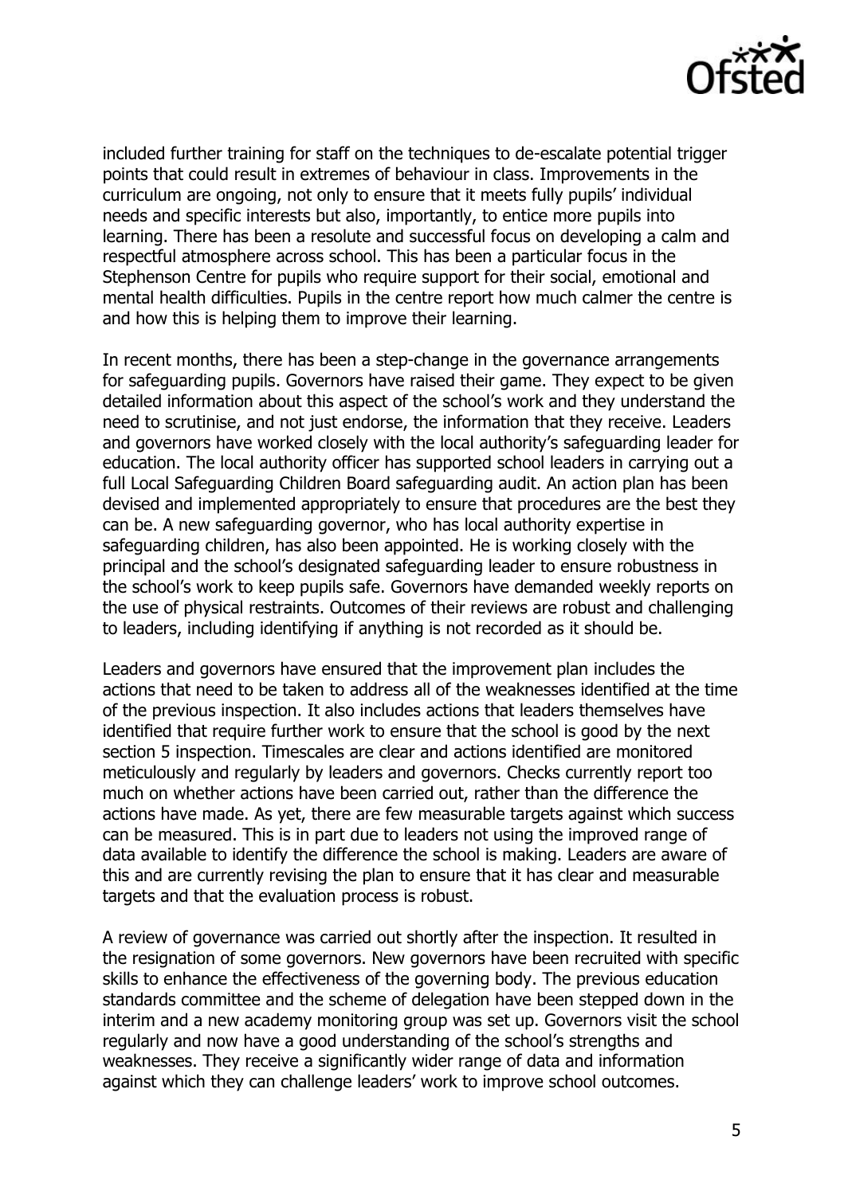included further training for staff on the techniques to de-escalate potential trigger points that could result in extremes of behaviour in class. Improvements in the curriculum are ongoing, not only to ensure that it meets fully pupils' individual needs and specific interests but also, importantly, to entice more pupils into learning. There has been a resolute and successful focus on developing a calm and respectful atmosphere across school. This has been a particular focus in the Stephenson Centre for pupils who require support for their social, emotional and mental health difficulties. Pupils in the centre report how much calmer the centre is and how this is helping them to improve their learning.

In recent months, there has been a step-change in the governance arrangements for safeguarding pupils. Governors have raised their game. They expect to be given detailed information about this aspect of the school's work and they understand the need to scrutinise, and not just endorse, the information that they receive. Leaders and governors have worked closely with the local authority's safeguarding leader for education. The local authority officer has supported school leaders in carrying out a full Local Safeguarding Children Board safeguarding audit. An action plan has been devised and implemented appropriately to ensure that procedures are the best they can be. A new safeguarding governor, who has local authority expertise in safeguarding children, has also been appointed. He is working closely with the principal and the school's designated safeguarding leader to ensure robustness in the school's work to keep pupils safe. Governors have demanded weekly reports on the use of physical restraints. Outcomes of their reviews are robust and challenging to leaders, including identifying if anything is not recorded as it should be.

Leaders and governors have ensured that the improvement plan includes the actions that need to be taken to address all of the weaknesses identified at the time of the previous inspection. It also includes actions that leaders themselves have identified that require further work to ensure that the school is good by the next section 5 inspection. Timescales are clear and actions identified are monitored meticulously and regularly by leaders and governors. Checks currently report too much on whether actions have been carried out, rather than the difference the actions have made. As yet, there are few measurable targets against which success can be measured. This is in part due to leaders not using the improved range of data available to identify the difference the school is making. Leaders are aware of this and are currently revising the plan to ensure that it has clear and measurable targets and that the evaluation process is robust.

A review of governance was carried out shortly after the inspection. It resulted in the resignation of some governors. New governors have been recruited with specific skills to enhance the effectiveness of the governing body. The previous education standards committee and the scheme of delegation have been stepped down in the interim and a new academy monitoring group was set up. Governors visit the school regularly and now have a good understanding of the school's strengths and weaknesses. They receive a significantly wider range of data and information against which they can challenge leaders' work to improve school outcomes.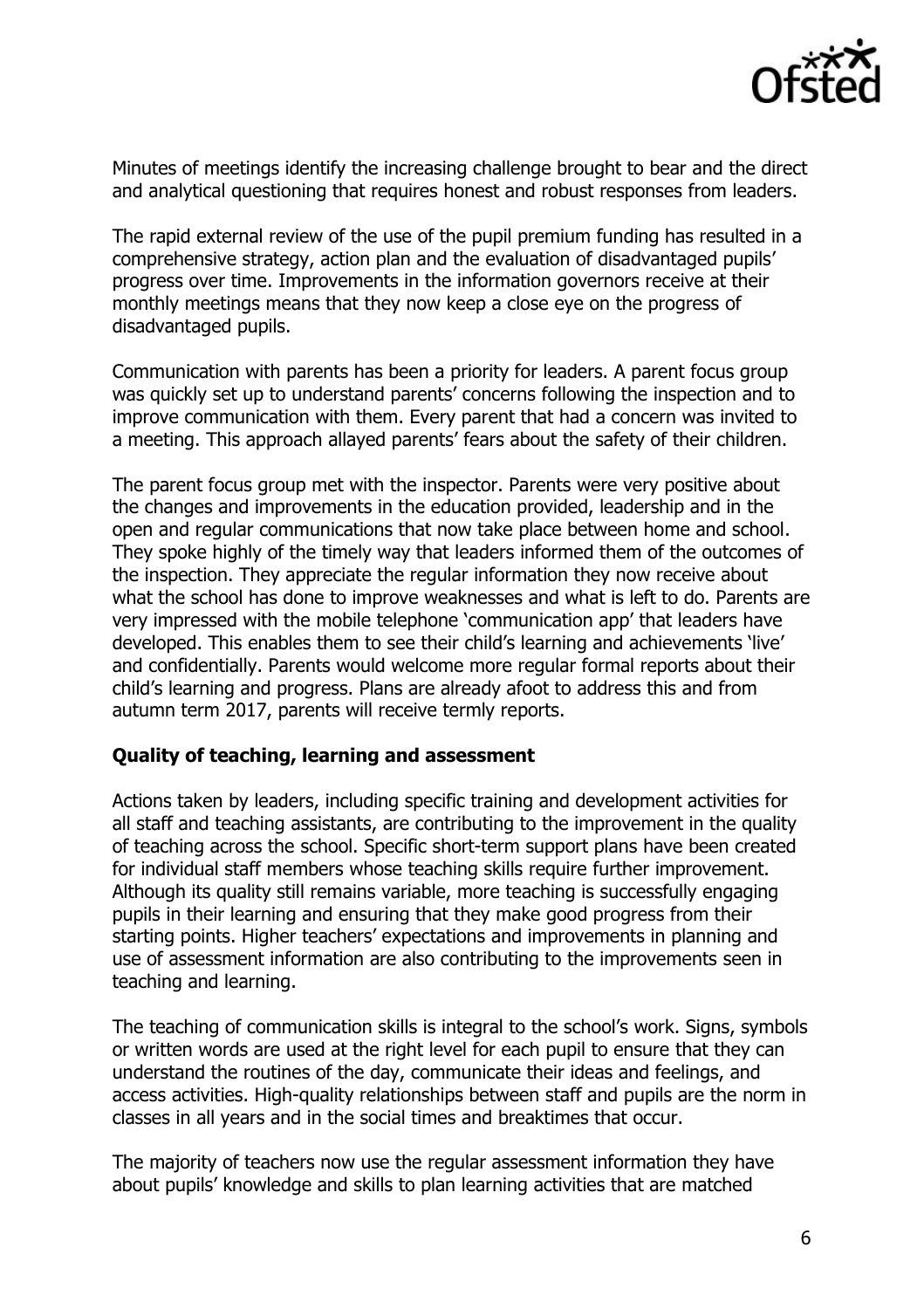Minutes of meetings identify the increasing challenge brought to bear and the direct and analytical questioning that requires honest and robust responses from leaders.

The rapid external review of the use of the pupil premium funding has resulted in a comprehensive strategy, action plan and the evaluation of disadvantaged pupils' progress over time. Improvements in the information governors receive at their monthly meetings means that they now keep a close eye on the progress of disadvantaged pupils.

Communication with parents has been a priority for leaders. A parent focus group was quickly set up to understand parents' concerns following the inspection and to improve communication with them. Every parent that had a concern was invited to a meeting. This approach allayed parents' fears about the safety of their children.

The parent focus group met with the inspector. Parents were very positive about the changes and improvements in the education provided, leadership and in the open and regular communications that now take place between home and school. They spoke highly of the timely way that leaders informed them of the outcomes of the inspection. They appreciate the regular information they now receive about what the school has done to improve weaknesses and what is left to do. Parents are very impressed with the mobile telephone 'communication app' that leaders have developed. This enables them to see their child's learning and achievements 'live' and confidentially. Parents would welcome more regular formal reports about their child's learning and progress. Plans are already afoot to address this and from autumn term 2017, parents will receive termly reports.

**Quality of teaching, learning and assessment**

Actions taken by leaders, including specific training and development activities for all staff and teaching assistants, are contributing to the improvement in the quality of teaching across the school. Specific short-term support plans have been created for individual staff members whose teaching skills require further improvement. Although its quality still remains variable, more teaching is successfully engaging pupils in their learning and ensuring that they make good progress from their starting points. Higher teachers' expectations and improvements in planning and use of assessment information are also contributing to the improvements seen in teaching and learning.

The teaching of communication skills is integral to the school's work. Signs, symbols or written words are used at the right level for each pupil to ensure that they can understand the routines of the day, communicate their ideas and feelings, and access activities. High-quality relationships between staff and pupils are the norm in classes in all years and in the social times and breaktimes that occur.

The majority of teachers now use the regular assessment information they have about pupils' knowledge and skills to plan learning activities that are matched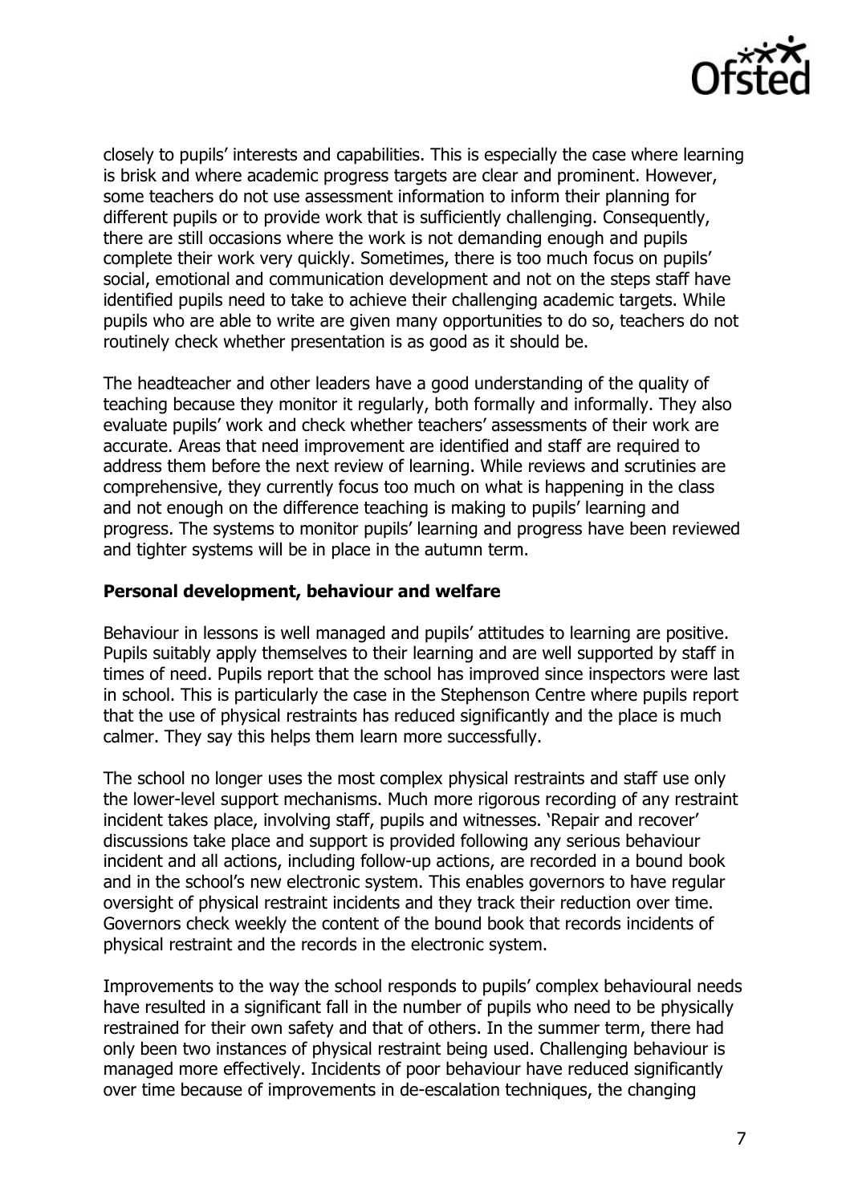closely to pupils' interests and capabilities. This is especially the case where learning is brisk and where academic progress targets are clear and prominent. However, some teachers do not use assessment information to inform their planning for different pupils or to provide work that is sufficiently challenging. Consequently, there are still occasions where the work is not demanding enough and pupils complete their work very quickly. Sometimes, there is too much focus on pupils' social, emotional and communication development and not on the steps staff have identified pupils need to take to achieve their challenging academic targets. While pupils who are able to write are given many opportunities to do so, teachers do not routinely check whether presentation is as good as it should be.

The headteacher and other leaders have a good understanding of the quality of teaching because they monitor it regularly, both formally and informally. They also evaluate pupils' work and check whether teachers' assessments of their work are accurate. Areas that need improvement are identified and staff are required to address them before the next review of learning. While reviews and scrutinies are comprehensive, they currently focus too much on what is happening in the class and not enough on the difference teaching is making to pupils' learning and progress. The systems to monitor pupils' learning and progress have been reviewed and tighter systems will be in place in the autumn term.

**Personal development, behaviour and welfare**

Behaviour in lessons is well managed and pupils' attitudes to learning are positive. Pupils suitably apply themselves to their learning and are well supported by staff in times of need. Pupils report that the school has improved since inspectors were last in school. This is particularly the case in the Stephenson Centre where pupils report that the use of physical restraints has reduced significantly and the place is much calmer. They say this helps them learn more successfully.

The school no longer uses the most complex physical restraints and staff use only the lower-level support mechanisms. Much more rigorous recording of any restraint incident takes place, involving staff, pupils and witnesses. 'Repair and recover' discussions take place and support is provided following any serious behaviour incident and all actions, including follow-up actions, are recorded in a bound book and in the school's new electronic system. This enables governors to have regular oversight of physical restraint incidents and they track their reduction over time. Governors check weekly the content of the bound book that records incidents of physical restraint and the records in the electronic system.

Improvements to the way the school responds to pupils' complex behavioural needs have resulted in a significant fall in the number of pupils who need to be physically restrained for their own safety and that of others. In the summer term, there had only been two instances of physical restraint being used. Challenging behaviour is managed more effectively. Incidents of poor behaviour have reduced significantly over time because of improvements in de-escalation techniques, the changing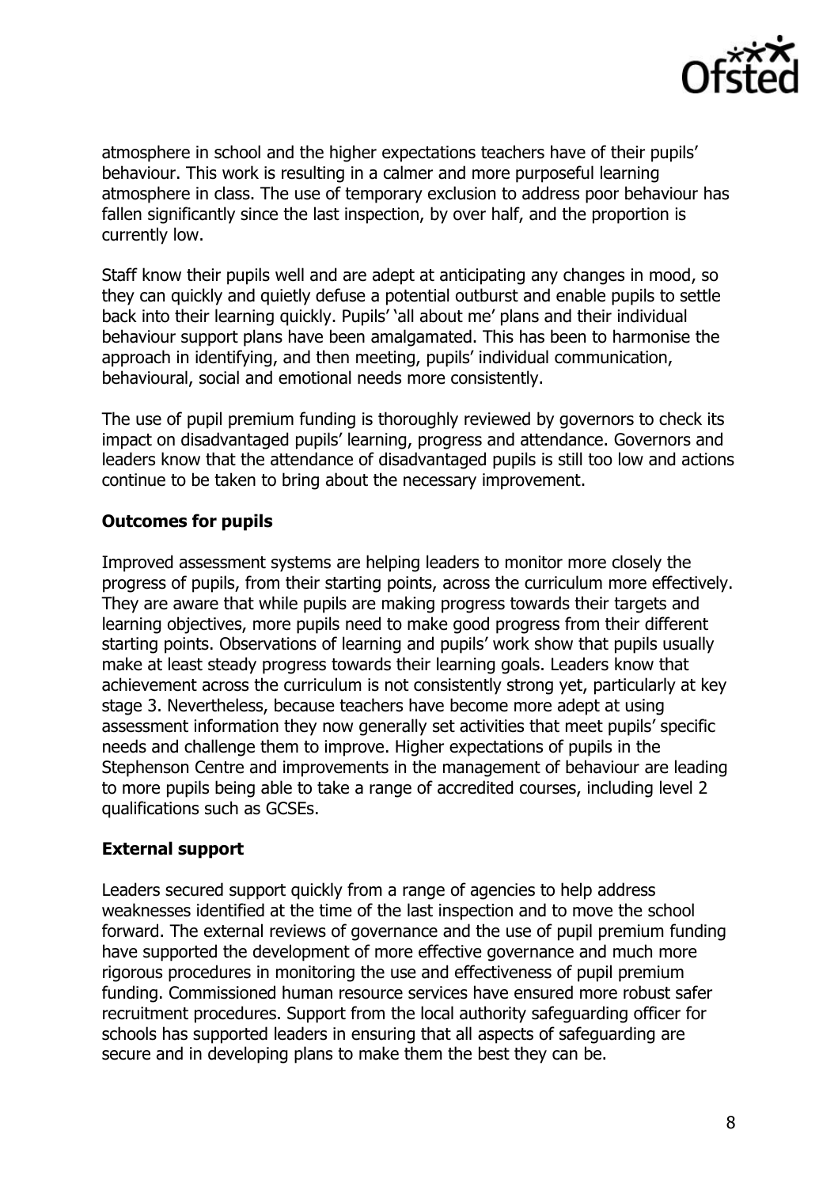atmosphere in school and the higher expectations teachers have of their pupils' behaviour. This work is resulting in a calmer and more purposeful learning atmosphere in class. The use of temporary exclusion to address poor behaviour has fallen significantly since the last inspection, by over half, and the proportion is currently low.

Staff know their pupils well and are adept at anticipating any changes in mood, so they can quickly and quietly defuse a potential outburst and enable pupils to settle back into their learning quickly. Pupils' 'all about me' plans and their individual behaviour support plans have been amalgamated. This has been to harmonise the approach in identifying, and then meeting, pupils' individual communication, behavioural, social and emotional needs more consistently.

The use of pupil premium funding is thoroughly reviewed by governors to check its impact on disadvantaged pupils' learning, progress and attendance. Governors and leaders know that the attendance of disadvantaged pupils is still too low and actions continue to be taken to bring about the necessary improvement.

## Outcomes for pupils

Improved assessment systems are helping leaders to monitor more closely the progress of pupils, from their starting points, across the curriculum more effectively. They are aware that while pupils are making progress towards their targets and learning objectives, more pupils need to make good progress from their different starting points. Observations of learning and pupils' work show that pupils usually make at least steady progress towards their learning goals. Leaders know that achievement across the curriculum is not consistently strong yet, particularly at key stage 3. Nevertheless, because teachers have become more adept at using assessment information they now generally set activities that meet pupils' specific needs and challenge them to improve. Higher expectations of pupils in the Stephenson Centre and improvements in the management of behaviour are leading to more pupils being able to take a range of accredited courses, including level 2 qualifications such as GCSEs.

## External support

Leaders secured support quickly from a range of agencies to help address weaknesses identified at the time of the last inspection and to move the school forward. The external reviews of governance and the use of pupil premium funding have supported the development of more effective governance and much more rigorous procedures in monitoring the use and effectiveness of pupil premium funding. Commissioned human resource services have ensured more robust safer recruitment procedures. Support from the local authority safeguarding officer for schools has supported leaders in ensuring that all aspects of safeguarding are secure and in developing plans to make them the best they can be.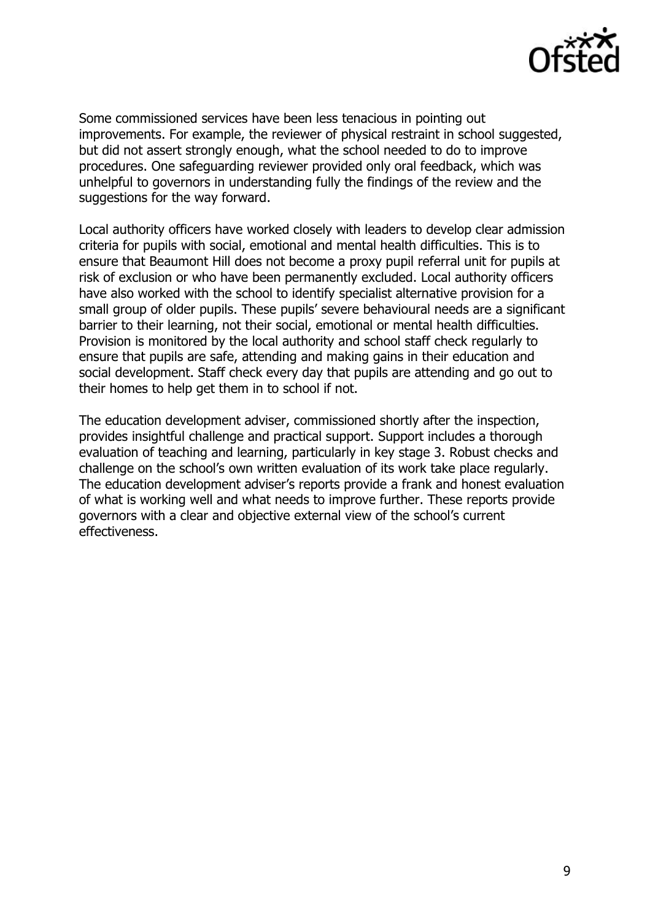Some commissioned services have been less tenacious in pointing out improvements. For example, the reviewer of physical restraint in school suggested, but did not assert strongly enough, what the school needed to do to improve procedures. One safeguarding reviewer provided only oral feedback, which was unhelpful to governors in understanding fully the findings of the review and the suggestions for the way forward.

Local authority officers have worked closely with leaders to develop clear admission criteria for pupils with social, emotional and mental health difficulties. This is to ensure that Beaumont Hill does not become a proxy pupil referral unit for pupils at risk of exclusion or who have been permanently excluded. Local authority officers have also worked with the school to identify specialist alternative provision for a small group of older pupils. These pupils' severe behavioural needs are a significant barrier to their learning, not their social, emotional or mental health difficulties. Provision is monitored by the local authority and school staff check regularly to ensure that pupils are safe, attending and making gains in their education and social development. Staff check every day that pupils are attending and go out to their homes to help get them in to school if not.

The education development adviser, commissioned shortly after the inspection, provides insightful challenge and practical support. Support includes a thorough evaluation of teaching and learning, particularly in key stage 3. Robust checks and challenge on the school's own written evaluation of its work take place regularly. The education development adviser's reports provide a frank and honest evaluation of what is working well and what needs to improve further. These reports provide governors with a clear and objective external view of the school's current effectiveness.